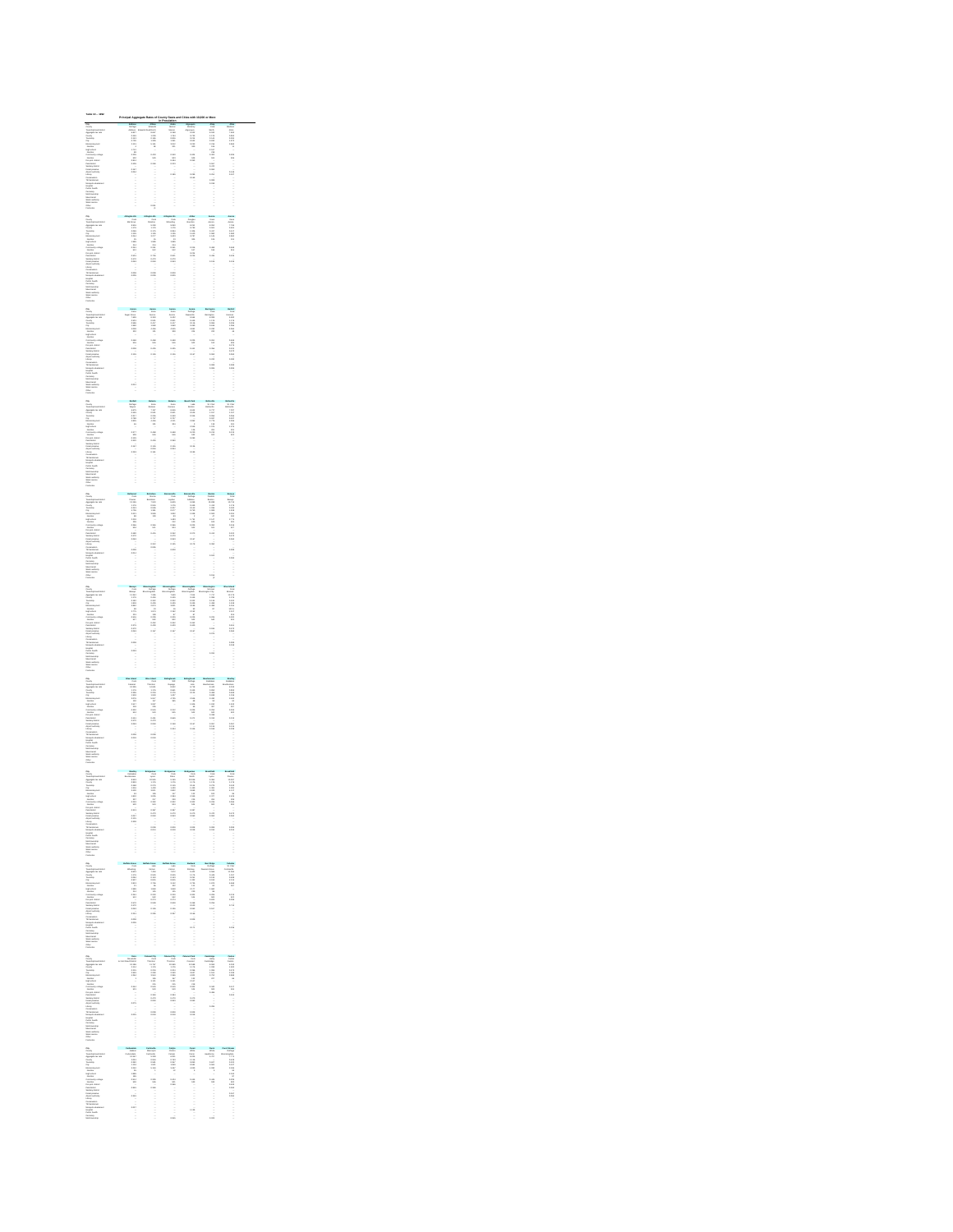Table 13 -- 2005

# Principal Aggregate Rates of County Seats and Cities with 10,000 or More in Population